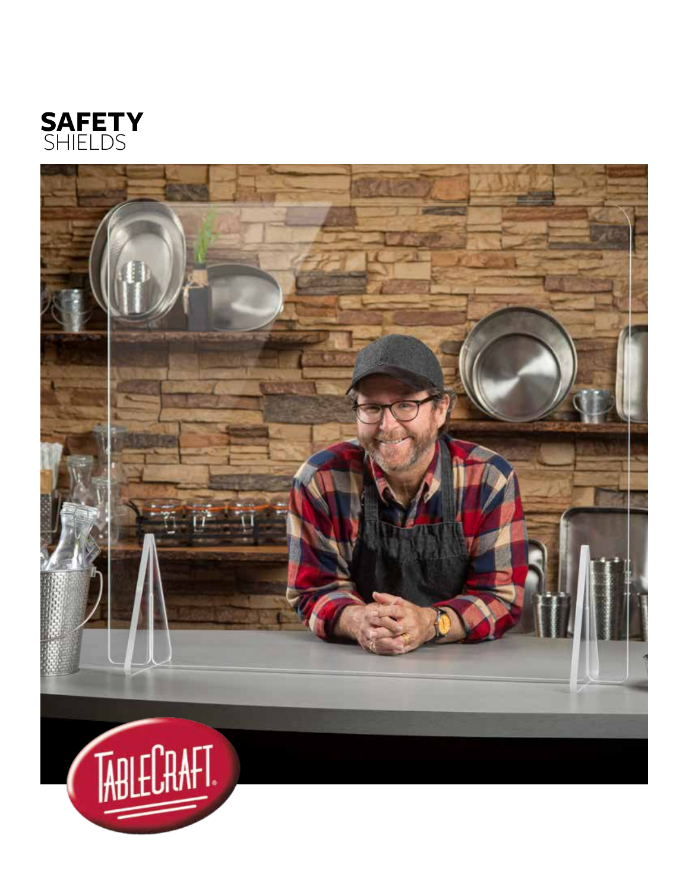# SAFETY
SHIELDS

TABLECRAFT®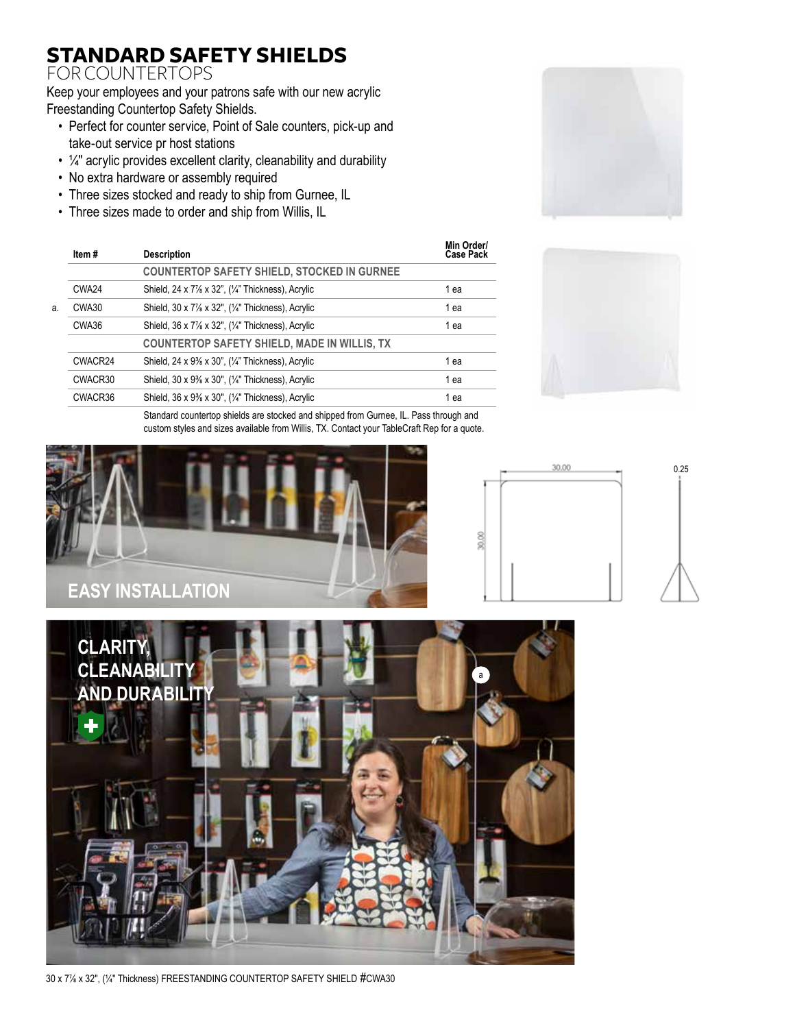# STANDARD SAFETY SHIELDS

## FOR COUNTERTOPS

Keep your employees and your patrons safe with our new acrylic Freestanding Countertop Safety Shields.

- Perfect for counter service, Point of Sale counters, pick-up and take-out service pr host stations
- ¼" acrylic provides excellent clarity, cleanability and durability
- No extra hardware or assembly required
- Three sizes stocked and ready to ship from Gurnee, IL
- Three sizes made to order and ship from Willis, IL

| | Item # | Description | Min Order/ Case Pack |
|---|---|---|---|
| | | **COUNTERTOP SAFETY SHIELD, STOCKED IN GURNEE** | |
| | CWA24 | Shield, 24 x 7⅞ x 32", (¼" Thickness), Acrylic | 1 ea |
| a. | CWA30 | Shield, 30 x 7⅞ x 32", (¼" Thickness), Acrylic | 1 ea |
| | CWA36 | Shield, 36 x 7⅞ x 32", (¼" Thickness), Acrylic | 1 ea |
| | | **COUNTERTOP SAFETY SHIELD, MADE IN WILLIS, TX** | |
| | CWACR24 | Shield, 24 x 9⅜ x 30", (¼" Thickness), Acrylic | 1 ea |
| | CWACR30 | Shield, 30 x 9⅜ x 30", (¼" Thickness), Acrylic | 1 ea |
| | CWACR36 | Shield, 36 x 9⅜ x 30", (¼" Thickness), Acrylic | 1 ea |

Standard countertop shields are stocked and shipped from Gurnee, IL. Pass through and custom styles and sizes available from Willis, TX. Contact your TableCraft Rep for a quote.

EASY INSTALLATION

30.00

30.00

0.25

CLARITY, CLEANABILITY AND DURABILITY

a

30 x 7⅞ x 32", (¼" Thickness) FREESTANDING COUNTERTOP SAFETY SHIELD #CWA30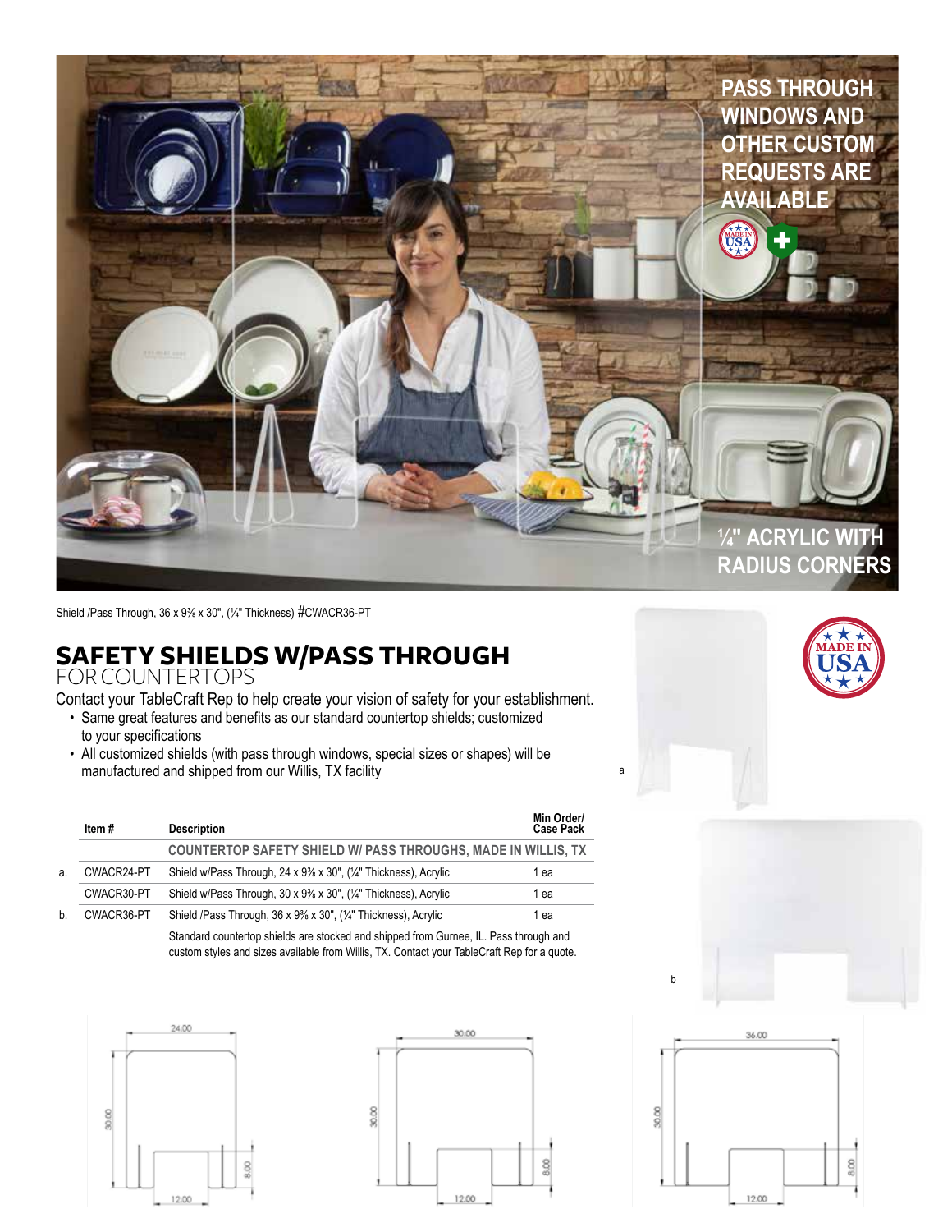PASS THROUGH WINDOWS AND OTHER CUSTOM REQUESTS ARE AVAILABLE

¼" ACRYLIC WITH RADIUS CORNERS

Shield /Pass Through, 36 x 9⅜ x 30", (¼" Thickness) #CWACR36-PT

## SAFETY SHIELDS W/PASS THROUGH

FOR COUNTERTOPS

Contact your TableCraft Rep to help create your vision of safety for your establishment.

- Same great features and benefits as our standard countertop shields; customized to your specifications
- All customized shields (with pass through windows, special sizes or shapes) will be manufactured and shipped from our Willis, TX facility

| | Item # | Description | Min Order/ Case Pack |
|---|---|---|---|
| | | **COUNTERTOP SAFETY SHIELD W/ PASS THROUGHS, MADE IN WILLIS, TX** | |
| a. | CWACR24-PT | Shield w/Pass Through, 24 x 9⅜ x 30", (¼" Thickness), Acrylic | 1 ea |
| | CWACR30-PT | Shield w/Pass Through, 30 x 9⅜ x 30", (¼" Thickness), Acrylic | 1 ea |
| b. | CWACR36-PT | Shield /Pass Through, 36 x 9⅜ x 30", (¼" Thickness), Acrylic | 1 ea |

Standard countertop shields are stocked and shipped from Gurnee, IL. Pass through and custom styles and sizes available from Willis, TX. Contact your TableCraft Rep for a quote.

a

b

24.00 | 30.00 | 8.00 | 12.00

30.00 | 30.00 | 8.00 | 12.00

36.00 | 30.00 | 8.00 | 12.00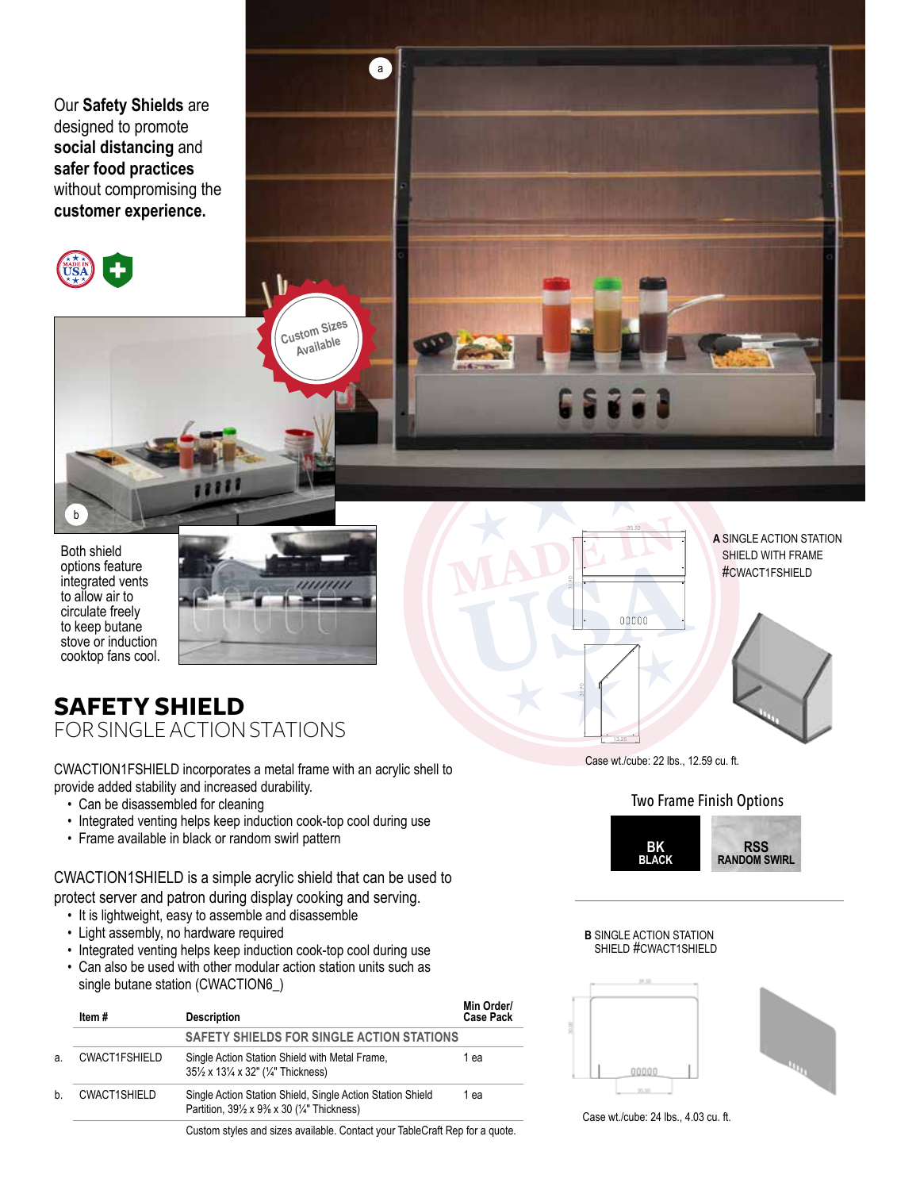Our **Safety Shields** are designed to promote **social distancing** and **safer food practices** without compromising the **customer experience.**

Custom Sizes Available

Both shield options feature integrated vents to allow air to circulate freely to keep butane stove or induction cooktop fans cool.

# SAFETY SHIELD

## FOR SINGLE ACTION STATIONS

CWCTACTION1FSHIELD incorporates a metal frame with an acrylic shell to provide added stability and increased durability.

- Can be disassembled for cleaning
- Integrated venting helps keep induction cook-top cool during use
- Frame available in black or random swirl pattern

CWACTION1SHIELD is a simple acrylic shield that can be used to protect server and patron during display cooking and serving.

- It is lightweight, easy to assemble and disassemble
- Light assembly, no hardware required
- Integrated venting helps keep induction cook-top cool during use
- Can also be used with other modular action station units such as single butane station (CWACTION6_)

| | Item # | Description | Min Order/ Case Pack |
|---|---|---|---|
| | | **SAFETY SHIELDS FOR SINGLE ACTION STATIONS** | |
| a. | CWACT1FSHIELD | Single Action Station Shield with Metal Frame, 35½ x 13¼ x 32" (¼" Thickness) | 1 ea |
| b. | CWACT1SHIELD | Single Action Station Shield, Single Action Station Shield Partition, 39½ x 9⅜ x 30 (¼" Thickness) | 1 ea |
| | | Custom styles and sizes available. Contact your TableCraft Rep for a quote. | |

**A** SINGLE ACTION STATION SHIELD WITH FRAME #CWACT1FSHIELD

Case wt./cube: 22 lbs., 12.59 cu. ft.

Two Frame Finish Options

**BK** BLACK

**RSS** RANDOM SWIRL

**B** SINGLE ACTION STATION SHIELD #CWACT1SHIELD

Case wt./cube: 24 lbs., 4.03 cu. ft.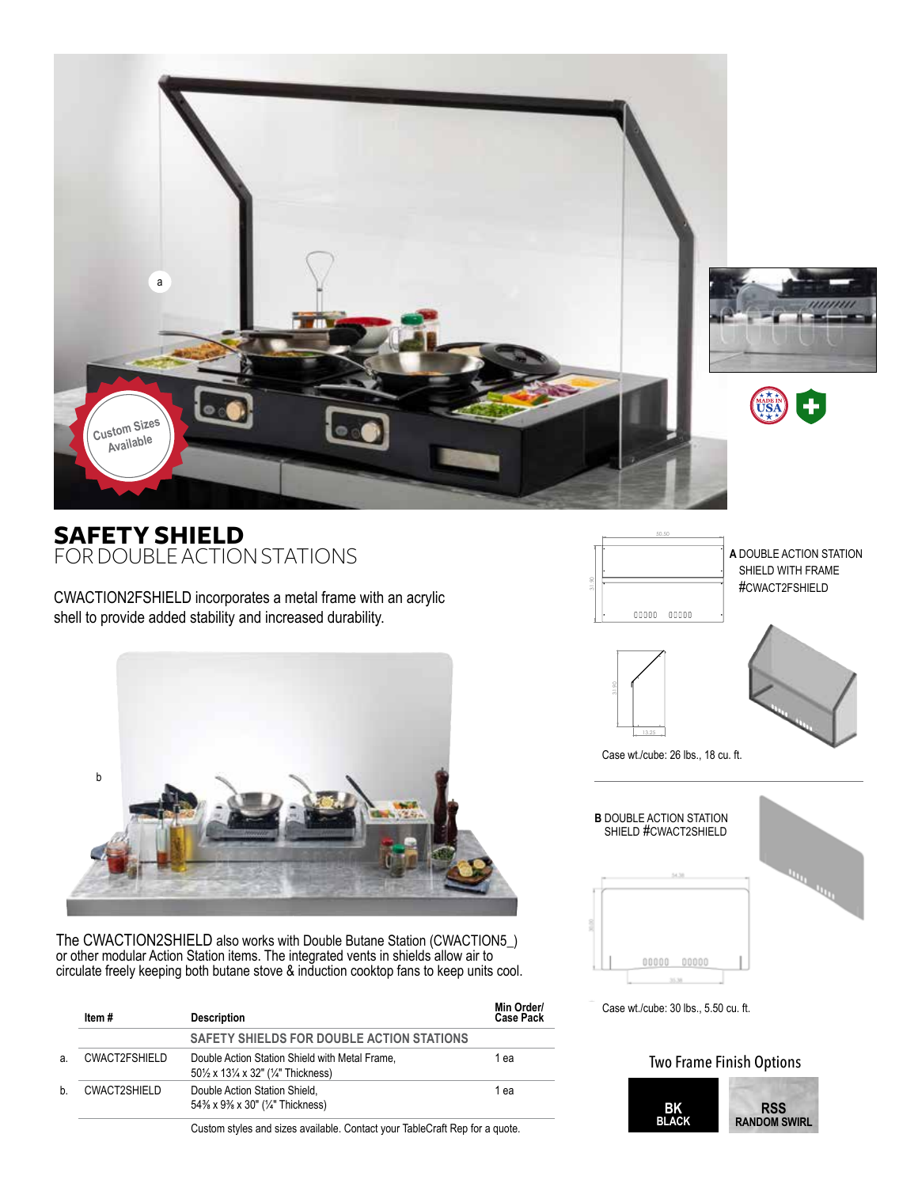Custom Sizes Available

# SAFETY SHIELD
## FOR DOUBLE ACTION STATIONS

CWACTION2FSHIELD incorporates a metal frame with an acrylic shell to provide added stability and increased durability.

**A** DOUBLE ACTION STATION SHIELD WITH FRAME #CWACT2FSHIELD

Case wt./cube: 26 lbs., 18 cu. ft.

**B** DOUBLE ACTION STATION SHIELD #CWACT2SHIELD

Case wt./cube: 30 lbs., 5.50 cu. ft.

The CWACTION2SHIELD also works with Double Butane Station (CWACTION5_) or other modular Action Station items. The integrated vents in shields allow air to circulate freely keeping both butane stove & induction cooktop fans to keep units cool.

| | Item # | Description | Min Order/ Case Pack |
|---|---|---|---|
| | | **SAFETY SHIELDS FOR DOUBLE ACTION STATIONS** | |
| a. | CWACT2FSHIELD | Double Action Station Shield with Metal Frame, 50½ x 13¼ x 32" (¼" Thickness) | 1 ea |
| b. | CWACT2SHIELD | Double Action Station Shield, 54⅜ x 9⅜ x 30" (¼" Thickness) | 1 ea |

Custom styles and sizes available. Contact your TableCraft Rep for a quote.

### Two Frame Finish Options

- **BK** BLACK
- **RSS** RANDOM SWIRL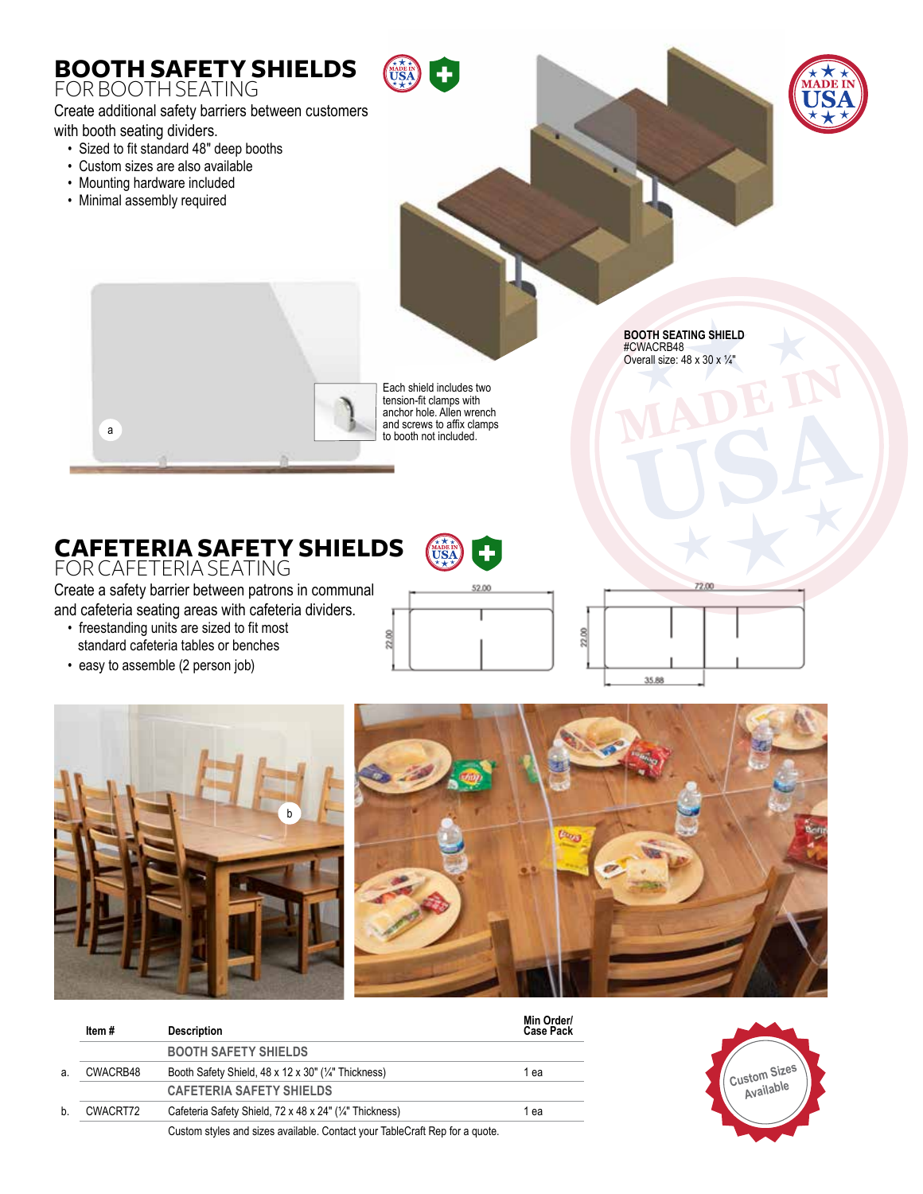# BOOTH SAFETY SHIELDS

## FOR BOOTH SEATING

Create additional safety barriers between customers with booth seating dividers.

- Sized to fit standard 48" deep booths
- Custom sizes are also available
- Mounting hardware included
- Minimal assembly required

**BOOTH SEATING SHIELD**
#CWACRB48
Overall size: 48 x 30 x ¼"

Each shield includes two tension-fit clamps with anchor hole. Allen wrench and screws to affix clamps to booth not included.

# CAFETERIA SAFETY SHIELDS

## FOR CAFETERIA SEATING

Create a safety barrier between patrons in communal and cafeteria seating areas with cafeteria dividers.

- freestanding units are sized to fit most standard cafeteria tables or benches
- easy to assemble (2 person job)

52.00 | 22.00 | 72.00 | 22.00 | 35.88

| | Item # | Description | Min Order/ Case Pack |
|---|---|---|---|
| | | **BOOTH SAFETY SHIELDS** | |
| a. | CWACRB48 | Booth Safety Shield, 48 x 12 x 30" (¼" Thickness) | 1 ea |
| | | **CAFETERIA SAFETY SHIELDS** | |
| b. | CWACRT72 | Cafeteria Safety Shield, 72 x 48 x 24" (¼" Thickness) | 1 ea |
| | | Custom styles and sizes available. Contact your TableCraft Rep for a quote. | |

Custom Sizes Available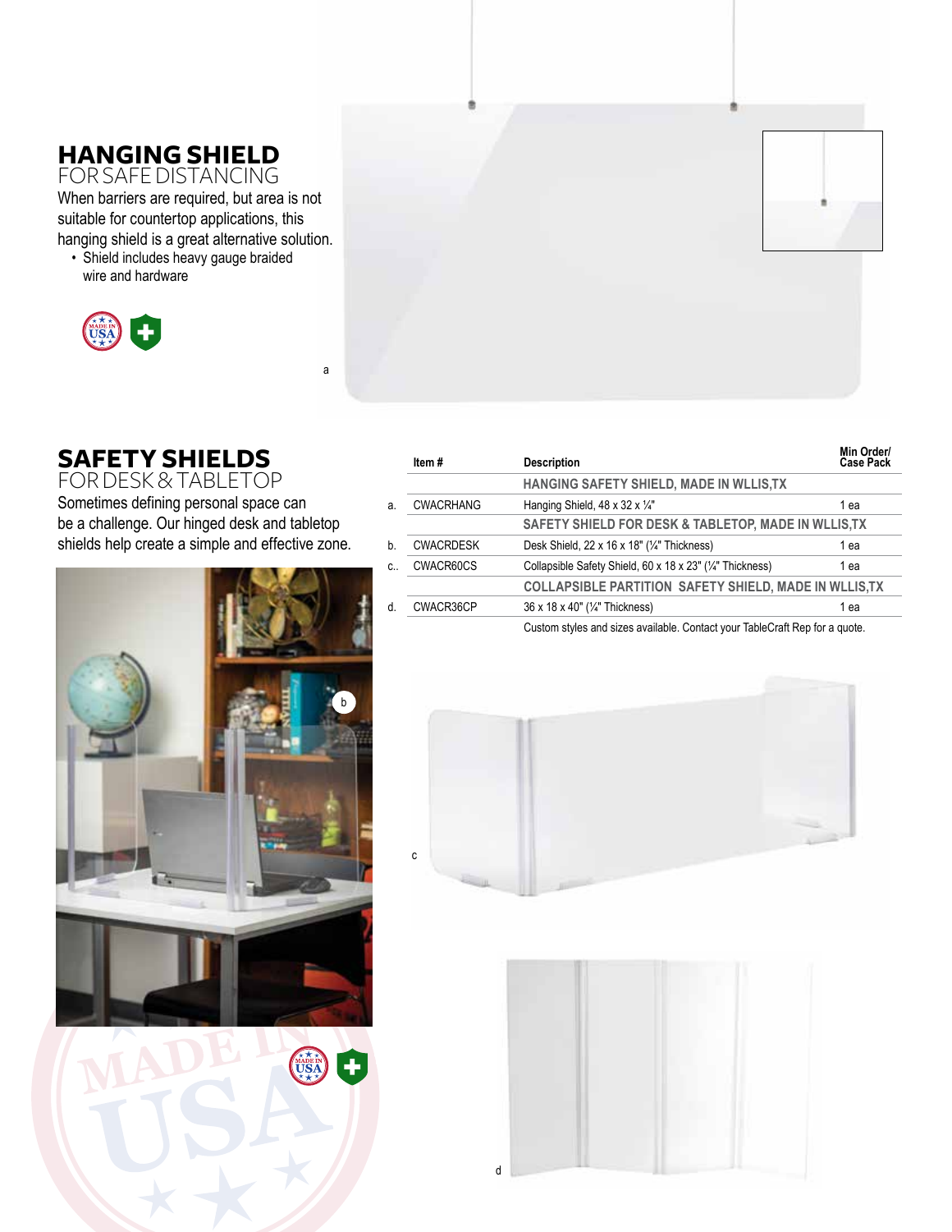## HANGING SHIELD
FOR SAFE DISTANCING

When barriers are required, but area is not suitable for countertop applications, this hanging shield is a great alternative solution.

- Shield includes heavy gauge braided wire and hardware

## SAFETY SHIELDS
FOR DESK & TABLETOP

Sometimes defining personal space can be a challenge. Our hinged desk and tabletop shields help create a simple and effective zone.

| | Item # | Description | Min Order/ Case Pack |
|---|---|---|---|
| | | HANGING SAFETY SHIELD, MADE IN WLLIS,TX | |
| a. | CWACRHANG | Hanging Shield, 48 x 32 x ¼" | 1 ea |
| | | SAFETY SHIELD FOR DESK & TABLETOP, MADE IN WLLIS,TX | |
| b. | CWACRDESK | Desk Shield, 22 x 16 x 18" (¼" Thickness) | 1 ea |
| c.. | CWACR60CS | Collapsible Safety Shield, 60 x 18 x 23" (¼" Thickness) | 1 ea |
| | | COLLAPSIBLE PARTITION SAFETY SHIELD, MADE IN WLLIS,TX | |
| d. | CWACR36CP | 36 x 18 x 40" (¼" Thickness) | 1 ea |

Custom styles and sizes available. Contact your TableCraft Rep for a quote.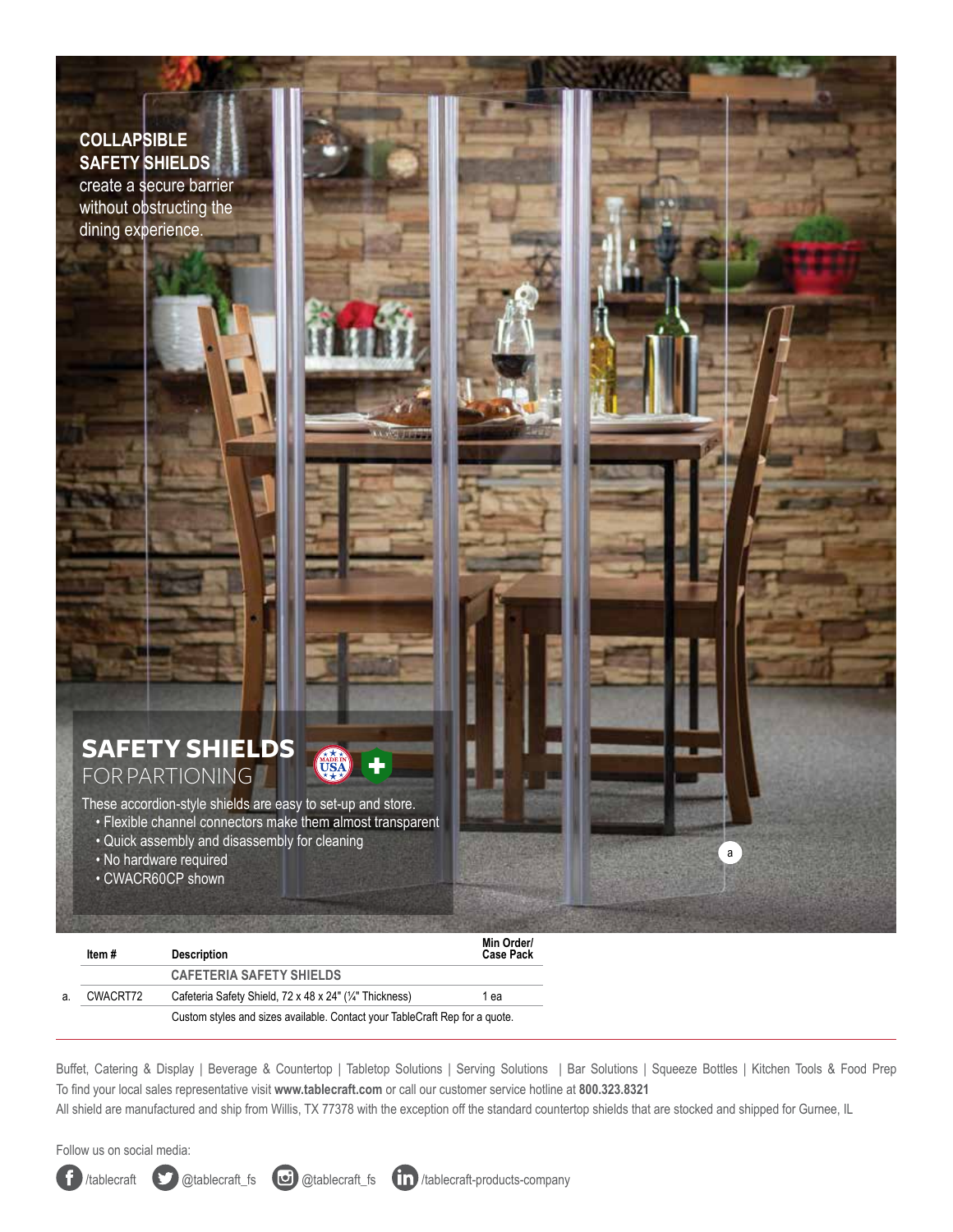**COLLAPSIBLE SAFETY SHIELDS** create a secure barrier without obstructing the dining experience.

## SAFETY SHIELDS
FOR PARTIONING

These accordion-style shields are easy to set-up and store.

- Flexible channel connectors make them almost transparent
- Quick assembly and disassembly for cleaning
- No hardware required
- CWACR60CP shown

| | Item # | Description | Min Order/ Case Pack |
|---|---|---|---|
| | | **CAFETERIA SAFETY SHIELDS** | |
| a. | CWACRT72 | Cafeteria Safety Shield, 72 x 48 x 24" (¼" Thickness) | 1 ea |
| | | Custom styles and sizes available. Contact your TableCraft Rep for a quote. | |

Buffet, Catering & Display | Beverage & Countertop | Tabletop Solutions | Serving Solutions | Bar Solutions | Squeeze Bottles | Kitchen Tools & Food Prep

To find your local sales representative visit **www.tablecraft.com** or call our customer service hotline at **800.323.8321**

All shield are manufactured and ship from Willis, TX 77378 with the exception off the standard countertop shields that are stocked and shipped for Gurnee, IL

Follow us on social media:

/tablecraft @tablecraft_fs @tablecraft_fs /tablecraft-products-company